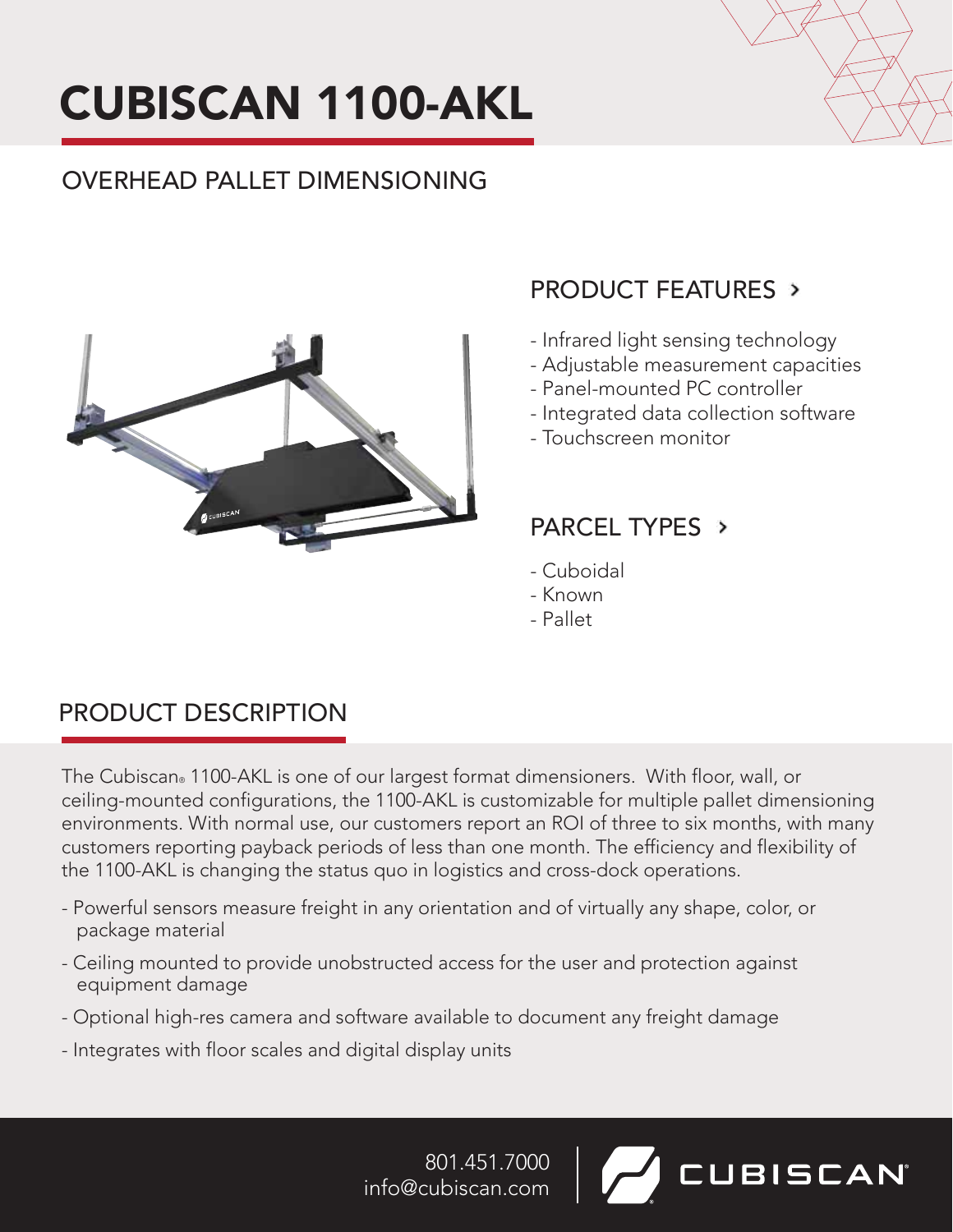# CUBISCAN 1100-AKL

## OVERHEAD PALLET DIMENSIONING

### PRODUCT FEATURES ›

- Infrared light sensing technology
- Adjustable measurement capacities
- Panel-mounted PC controller
- Integrated data collection software
- Touchscreen monitor

### PARCEL TYPES ›

- Cuboidal
- Known
- Pallet

## PRODUCT DESCRIPTION

The Cubiscan® 1100-AKL is one of our largest format dimensioners. With floor, wall, or ceiling-mounted configurations, the 1100-AKL is customizable for multiple pallet dimensioning environments. With normal use, our customers report an ROI of three to six months, with many customers reporting payback periods of less than one month. The efficiency and flexibility of the 1100-AKL is changing the status quo in logistics and cross-dock operations.

- Powerful sensors measure freight in any orientation and of virtually any shape, color, or package material
- Ceiling mounted to provide unobstructed access for the user and protection against equipment damage
- Optional high-res camera and software available to document any freight damage
- Integrates with floor scales and digital display units

801.451.7000
info@cubiscan.com

CUBISCAN®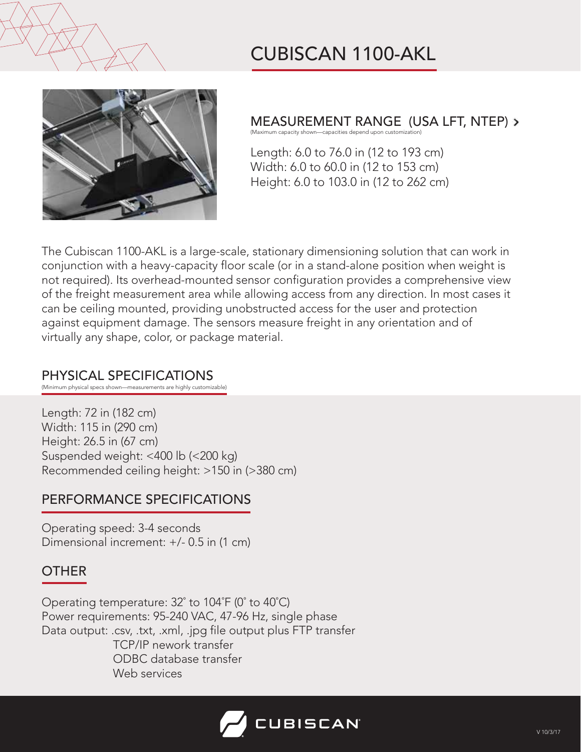# CUBISCAN 1100-AKL

## MEASUREMENT RANGE (USA LFT, NTEP) ›

(Maximum capacity shown—capacities depend upon customization)

Length: 6.0 to 76.0 in (12 to 193 cm)
Width: 6.0 to 60.0 in (12 to 153 cm)
Height: 6.0 to 103.0 in (12 to 262 cm)

The Cubiscan 1100-AKL is a large-scale, stationary dimensioning solution that can work in conjunction with a heavy-capacity floor scale (or in a stand-alone position when weight is not required). Its overhead-mounted sensor configuration provides a comprehensive view of the freight measurement area while allowing access from any direction. In most cases it can be ceiling mounted, providing unobstructed access for the user and protection against equipment damage. The sensors measure freight in any orientation and of virtually any shape, color, or package material.

## PHYSICAL SPECIFICATIONS

(Minimum physical specs shown—measurements are highly customizable)

Length: 72 in (182 cm)
Width: 115 in (290 cm)
Height: 26.5 in (67 cm)
Suspended weight: <400 lb (<200 kg)
Recommended ceiling height: >150 in (>380 cm)

## PERFORMANCE SPECIFICATIONS

Operating speed: 3-4 seconds
Dimensional increment: +/- 0.5 in (1 cm)

## OTHER

Operating temperature: 32˚ to 104˚F (0˚ to 40˚C)
Power requirements: 95-240 VAC, 47-96 Hz, single phase
Data output: .csv, .txt, .xml, .jpg file output plus FTP transfer
TCP/IP nework transfer
ODBC database transfer
Web services

CUBISCAN

V 10/3/17